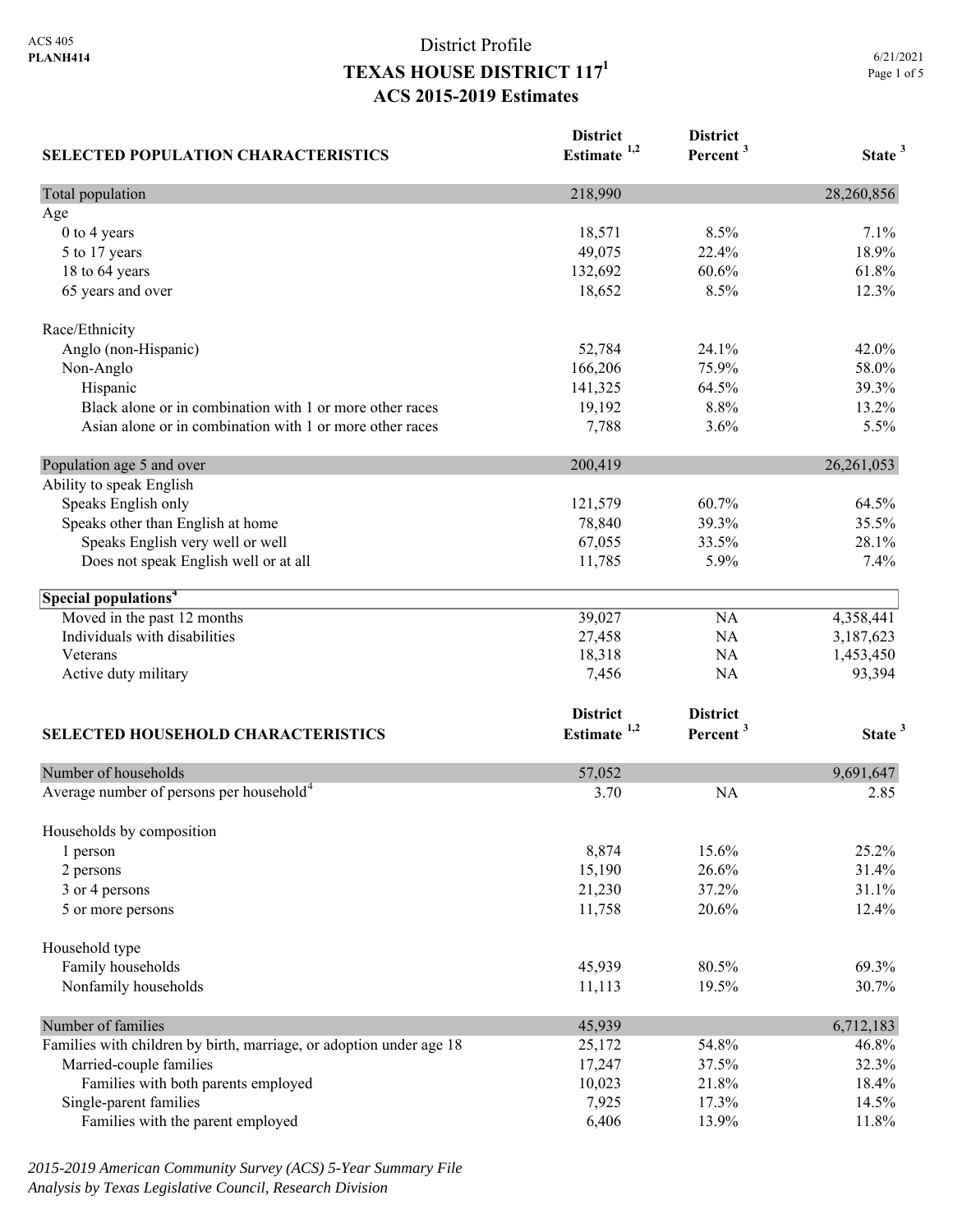ACS 405
PLANH414

# District Profile
# TEXAS HOUSE DISTRICT 117[1]
## ACS 2015-2019 Estimates

6/21/2021

| SELECTED POPULATION CHARACTERISTICS | District Estimate [1,2] | District Percent [3] | State [3] |
|---|---|---|---|
| Total population | 218,990 | | 28,260,856 |
| Age | | | |
| 0 to 4 years | 18,571 | 8.5% | 7.1% |
| 5 to 17 years | 49,075 | 22.4% | 18.9% |
| 18 to 64 years | 132,692 | 60.6% | 61.8% |
| 65 years and over | 18,652 | 8.5% | 12.3% |
| Race/Ethnicity | | | |
| Anglo (non-Hispanic) | 52,784 | 24.1% | 42.0% |
| Non-Anglo | 166,206 | 75.9% | 58.0% |
| Hispanic | 141,325 | 64.5% | 39.3% |
| Black alone or in combination with 1 or more other races | 19,192 | 8.8% | 13.2% |
| Asian alone or in combination with 1 or more other races | 7,788 | 3.6% | 5.5% |
| Population age 5 and over | 200,419 | | 26,261,053 |
| Ability to speak English | | | |
| Speaks English only | 121,579 | 60.7% | 64.5% |
| Speaks other than English at home | 78,840 | 39.3% | 35.5% |
| Speaks English very well or well | 67,055 | 33.5% | 28.1% |
| Does not speak English well or at all | 11,785 | 5.9% | 7.4% |
| **Special populations[4]** | | | |
| Moved in the past 12 months | 39,027 | NA | 4,358,441 |
| Individuals with disabilities | 27,458 | NA | 3,187,623 |
| Veterans | 18,318 | NA | 1,453,450 |
| Active duty military | 7,456 | NA | 93,394 |

| SELECTED HOUSEHOLD CHARACTERISTICS | District Estimate [1,2] | District Percent [3] | State [3] |
|---|---|---|---|
| Number of households | 57,052 | | 9,691,647 |
| Average number of persons per household[4] | 3.70 | NA | 2.85 |
| Households by composition | | | |
| 1 person | 8,874 | 15.6% | 25.2% |
| 2 persons | 15,190 | 26.6% | 31.4% |
| 3 or 4 persons | 21,230 | 37.2% | 31.1% |
| 5 or more persons | 11,758 | 20.6% | 12.4% |
| Household type | | | |
| Family households | 45,939 | 80.5% | 69.3% |
| Nonfamily households | 11,113 | 19.5% | 30.7% |
| Number of families | 45,939 | | 6,712,183 |
| Families with children by birth, marriage, or adoption under age 18 | 25,172 | 54.8% | 46.8% |
| Married-couple families | 17,247 | 37.5% | 32.3% |
| Families with both parents employed | 10,023 | 21.8% | 18.4% |
| Single-parent families | 7,925 | 17.3% | 14.5% |
| Families with the parent employed | 6,406 | 13.9% | 11.8% |

*2015-2019 American Community Survey (ACS) 5-Year Summary File*
*Analysis by Texas Legislative Council, Research Division*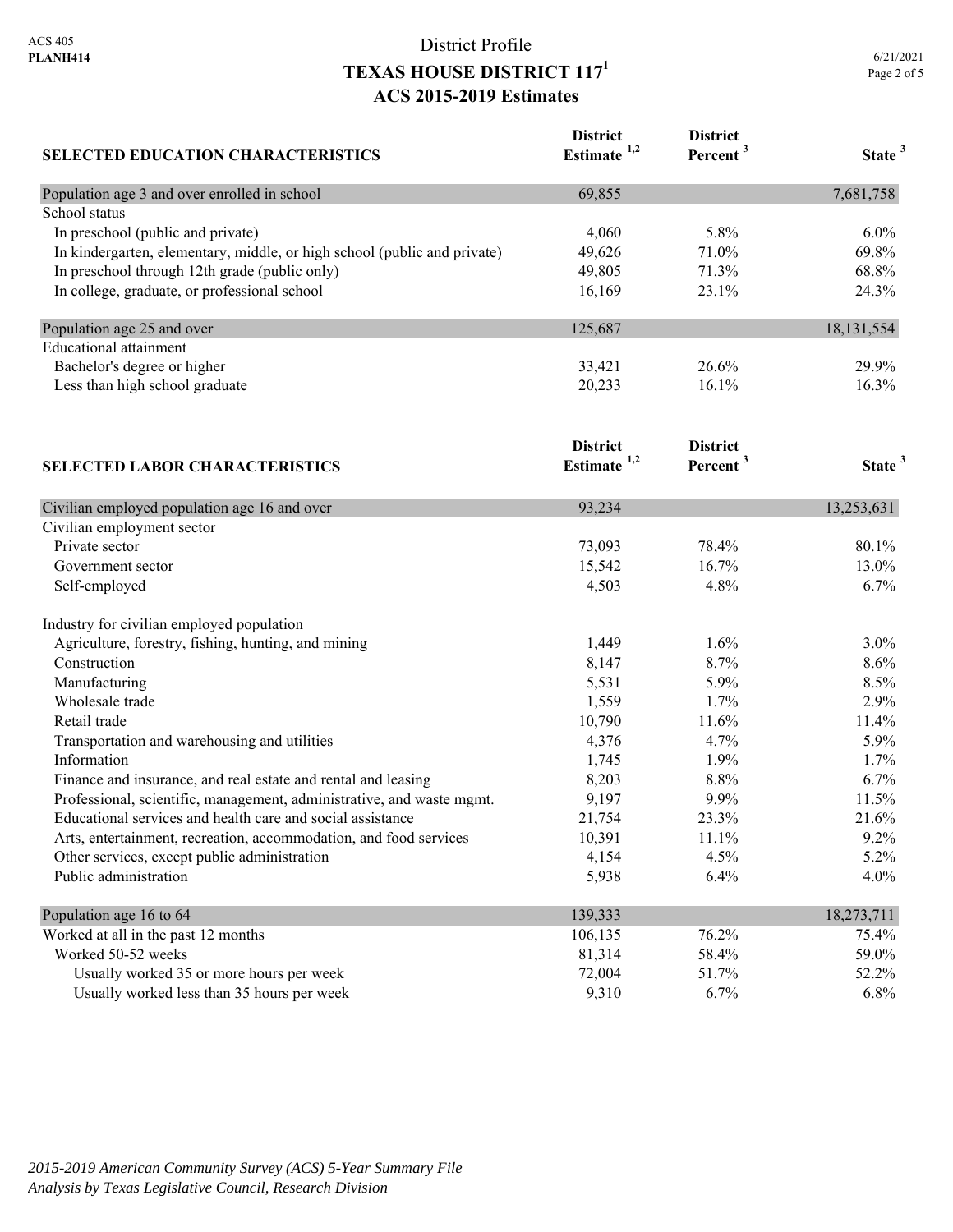District Profile

# TEXAS HOUSE DISTRICT 117[1]

## ACS 2015-2019 Estimates

| SELECTED EDUCATION CHARACTERISTICS | District Estimate [1,2] | District Percent [3] | State [3] |
|---|---|---|---|
| Population age 3 and over enrolled in school | 69,855 | | 7,681,758 |
| School status | | | |
| In preschool (public and private) | 4,060 | 5.8% | 6.0% |
| In kindergarten, elementary, middle, or high school (public and private) | 49,626 | 71.0% | 69.8% |
| In preschool through 12th grade (public only) | 49,805 | 71.3% | 68.8% |
| In college, graduate, or professional school | 16,169 | 23.1% | 24.3% |
| Population age 25 and over | 125,687 | | 18,131,554 |
| Educational attainment | | | |
| Bachelor's degree or higher | 33,421 | 26.6% | 29.9% |
| Less than high school graduate | 20,233 | 16.1% | 16.3% |

| SELECTED LABOR CHARACTERISTICS | District Estimate [1,2] | District Percent [3] | State [3] |
|---|---|---|---|
| Civilian employed population age 16 and over | 93,234 | | 13,253,631 |
| Civilian employment sector | | | |
| Private sector | 73,093 | 78.4% | 80.1% |
| Government sector | 15,542 | 16.7% | 13.0% |
| Self-employed | 4,503 | 4.8% | 6.7% |
| Industry for civilian employed population | | | |
| Agriculture, forestry, fishing, hunting, and mining | 1,449 | 1.6% | 3.0% |
| Construction | 8,147 | 8.7% | 8.6% |
| Manufacturing | 5,531 | 5.9% | 8.5% |
| Wholesale trade | 1,559 | 1.7% | 2.9% |
| Retail trade | 10,790 | 11.6% | 11.4% |
| Transportation and warehousing and utilities | 4,376 | 4.7% | 5.9% |
| Information | 1,745 | 1.9% | 1.7% |
| Finance and insurance, and real estate and rental and leasing | 8,203 | 8.8% | 6.7% |
| Professional, scientific, management, administrative, and waste mgmt. | 9,197 | 9.9% | 11.5% |
| Educational services and health care and social assistance | 21,754 | 23.3% | 21.6% |
| Arts, entertainment, recreation, accommodation, and food services | 10,391 | 11.1% | 9.2% |
| Other services, except public administration | 4,154 | 4.5% | 5.2% |
| Public administration | 5,938 | 6.4% | 4.0% |
| Population age 16 to 64 | 139,333 | | 18,273,711 |
| Worked at all in the past 12 months | 106,135 | 76.2% | 75.4% |
| Worked 50-52 weeks | 81,314 | 58.4% | 59.0% |
| Usually worked 35 or more hours per week | 72,004 | 51.7% | 52.2% |
| Usually worked less than 35 hours per week | 9,310 | 6.7% | 6.8% |

*2015-2019 American Community Survey (ACS) 5-Year Summary File*
*Analysis by Texas Legislative Council, Research Division*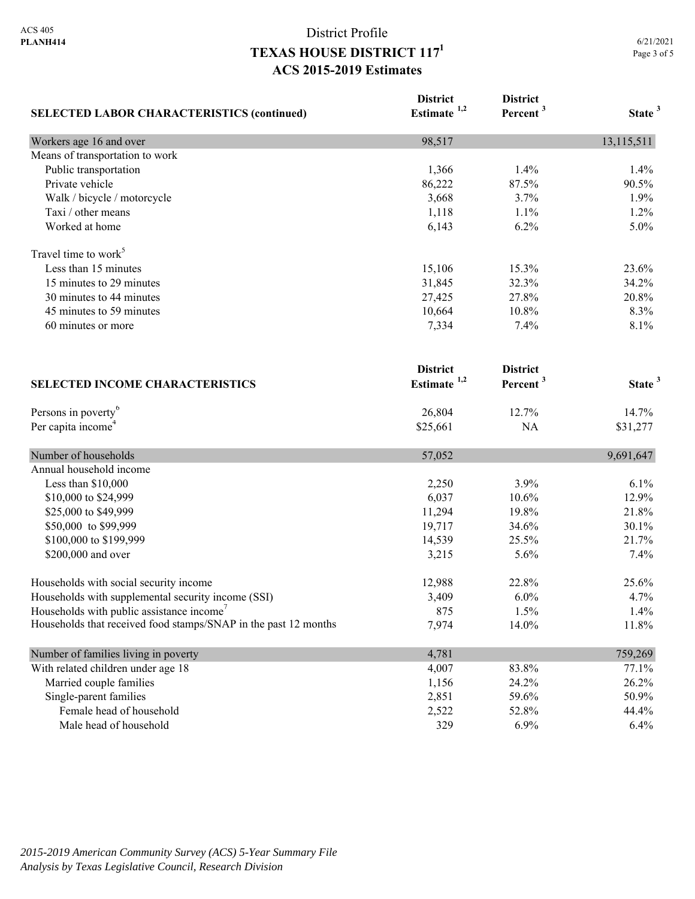ACS 405
**PLANH414**

# District Profile
# TEXAS HOUSE DISTRICT 117[1]
## ACS 2015-2019 Estimates

6/21/2021

| SELECTED LABOR CHARACTERISTICS (continued) | District Estimate [1,2] | District Percent [3] | State [3] |
|---|---|---|---|
| Workers age 16 and over | 98,517 | | 13,115,511 |
| Means of transportation to work | | | |
| Public transportation | 1,366 | 1.4% | 1.4% |
| Private vehicle | 86,222 | 87.5% | 90.5% |
| Walk / bicycle / motorcycle | 3,668 | 3.7% | 1.9% |
| Taxi / other means | 1,118 | 1.1% | 1.2% |
| Worked at home | 6,143 | 6.2% | 5.0% |
| Travel time to work[5] | | | |
| Less than 15 minutes | 15,106 | 15.3% | 23.6% |
| 15 minutes to 29 minutes | 31,845 | 32.3% | 34.2% |
| 30 minutes to 44 minutes | 27,425 | 27.8% | 20.8% |
| 45 minutes to 59 minutes | 10,664 | 10.8% | 8.3% |
| 60 minutes or more | 7,334 | 7.4% | 8.1% |

| SELECTED INCOME CHARACTERISTICS | District Estimate [1,2] | District Percent [3] | State [3] |
|---|---|---|---|
| Persons in poverty[6] | 26,804 | 12.7% | 14.7% |
| Per capita income[4] | $25,661 | NA | $31,277 |
| Number of households | 57,052 | | 9,691,647 |
| Annual household income | | | |
| Less than $10,000 | 2,250 | 3.9% | 6.1% |
| $10,000 to $24,999 | 6,037 | 10.6% | 12.9% |
| $25,000 to $49,999 | 11,294 | 19.8% | 21.8% |
| $50,000 to $99,999 | 19,717 | 34.6% | 30.1% |
| $100,000 to $199,999 | 14,539 | 25.5% | 21.7% |
| $200,000 and over | 3,215 | 5.6% | 7.4% |
| Households with social security income | 12,988 | 22.8% | 25.6% |
| Households with supplemental security income (SSI) | 3,409 | 6.0% | 4.7% |
| Households with public assistance income[7] | 875 | 1.5% | 1.4% |
| Households that received food stamps/SNAP in the past 12 months | 7,974 | 14.0% | 11.8% |
| Number of families living in poverty | 4,781 | | 759,269 |
| With related children under age 18 | 4,007 | 83.8% | 77.1% |
| Married couple families | 1,156 | 24.2% | 26.2% |
| Single-parent families | 2,851 | 59.6% | 50.9% |
| Female head of household | 2,522 | 52.8% | 44.4% |
| Male head of household | 329 | 6.9% | 6.4% |

*2015-2019 American Community Survey (ACS) 5-Year Summary File*
*Analysis by Texas Legislative Council, Research Division*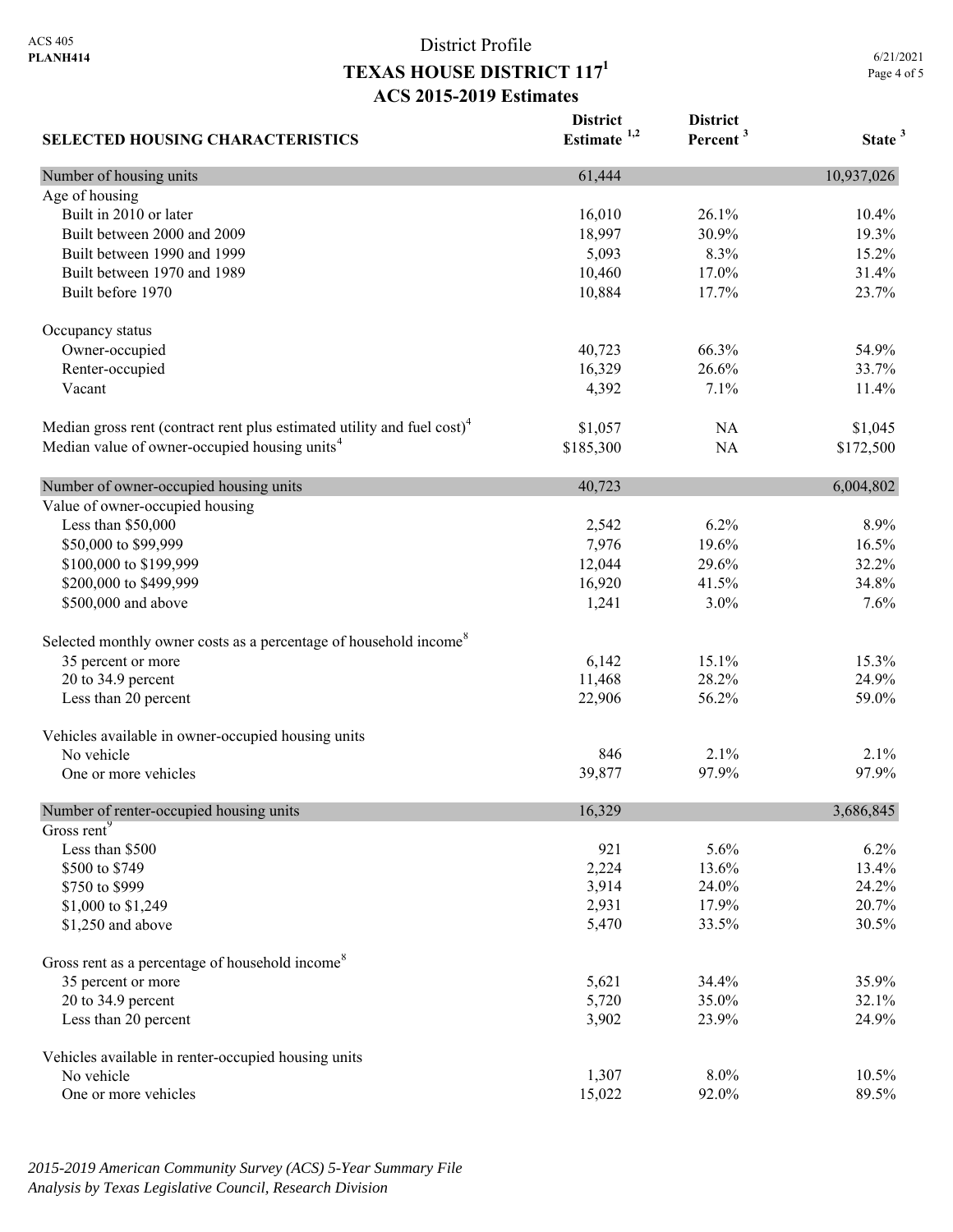ACS 405
**PLANH414**

# District Profile
## TEXAS HOUSE DISTRICT 117[1]
## ACS 2015-2019 Estimates

6/21/2021

| SELECTED HOUSING CHARACTERISTICS | District Estimate [1,2] | District Percent [3] | State [3] |
|---|---|---|---|
| Number of housing units | 61,444 | | 10,937,026 |
| Age of housing | | | |
| Built in 2010 or later | 16,010 | 26.1% | 10.4% |
| Built between 2000 and 2009 | 18,997 | 30.9% | 19.3% |
| Built between 1990 and 1999 | 5,093 | 8.3% | 15.2% |
| Built between 1970 and 1989 | 10,460 | 17.0% | 31.4% |
| Built before 1970 | 10,884 | 17.7% | 23.7% |
| Occupancy status | | | |
| Owner-occupied | 40,723 | 66.3% | 54.9% |
| Renter-occupied | 16,329 | 26.6% | 33.7% |
| Vacant | 4,392 | 7.1% | 11.4% |
| Median gross rent (contract rent plus estimated utility and fuel cost)[4] | $1,057 | NA | $1,045 |
| Median value of owner-occupied housing units[4] | $185,300 | NA | $172,500 |
| Number of owner-occupied housing units | 40,723 | | 6,004,802 |
| Value of owner-occupied housing | | | |
| Less than $50,000 | 2,542 | 6.2% | 8.9% |
| $50,000 to $99,999 | 7,976 | 19.6% | 16.5% |
| $100,000 to $199,999 | 12,044 | 29.6% | 32.2% |
| $200,000 to $499,999 | 16,920 | 41.5% | 34.8% |
| $500,000 and above | 1,241 | 3.0% | 7.6% |
| Selected monthly owner costs as a percentage of household income[8] | | | |
| 35 percent or more | 6,142 | 15.1% | 15.3% |
| 20 to 34.9 percent | 11,468 | 28.2% | 24.9% |
| Less than 20 percent | 22,906 | 56.2% | 59.0% |
| Vehicles available in owner-occupied housing units | | | |
| No vehicle | 846 | 2.1% | 2.1% |
| One or more vehicles | 39,877 | 97.9% | 97.9% |
| Number of renter-occupied housing units | 16,329 | | 3,686,845 |
| Gross rent[9] | | | |
| Less than $500 | 921 | 5.6% | 6.2% |
| $500 to $749 | 2,224 | 13.6% | 13.4% |
| $750 to $999 | 3,914 | 24.0% | 24.2% |
| $1,000 to $1,249 | 2,931 | 17.9% | 20.7% |
| $1,250 and above | 5,470 | 33.5% | 30.5% |
| Gross rent as a percentage of household income[8] | | | |
| 35 percent or more | 5,621 | 34.4% | 35.9% |
| 20 to 34.9 percent | 5,720 | 35.0% | 32.1% |
| Less than 20 percent | 3,902 | 23.9% | 24.9% |
| Vehicles available in renter-occupied housing units | | | |
| No vehicle | 1,307 | 8.0% | 10.5% |
| One or more vehicles | 15,022 | 92.0% | 89.5% |

*2015-2019 American Community Survey (ACS) 5-Year Summary File*
*Analysis by Texas Legislative Council, Research Division*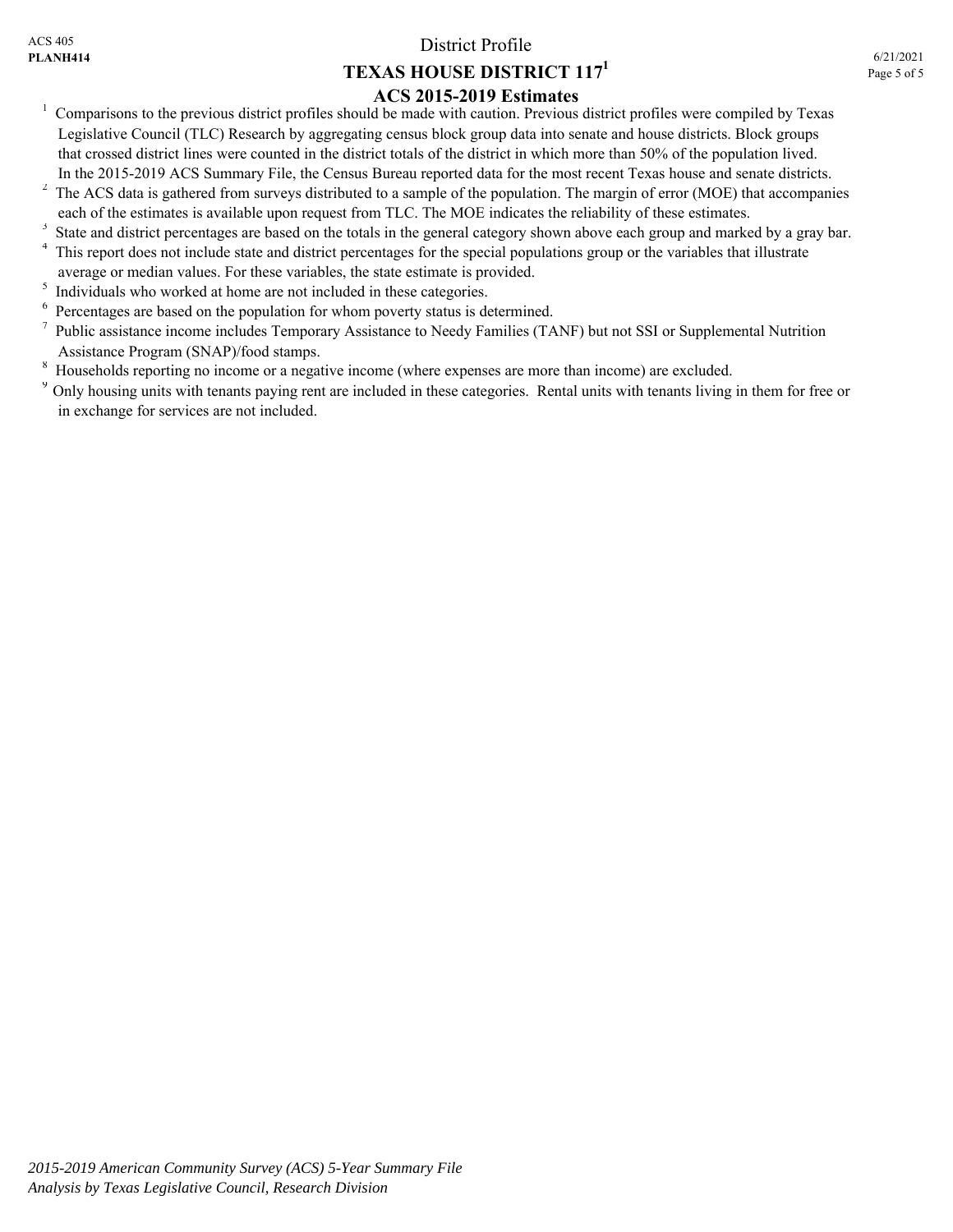[1] Comparisons to the previous district profiles should be made with caution. Previous district profiles were compiled by Texas Legislative Council (TLC) Research by aggregating census block group data into senate and house districts. Block groups that crossed district lines were counted in the district totals of the district in which more than 50% of the population lived. In the 2015-2019 ACS Summary File, the Census Bureau reported data for the most recent Texas house and senate districts.

[2] The ACS data is gathered from surveys distributed to a sample of the population. The margin of error (MOE) that accompanies each of the estimates is available upon request from TLC. The MOE indicates the reliability of these estimates.

[3] State and district percentages are based on the totals in the general category shown above each group and marked by a gray bar.

[4] This report does not include state and district percentages for the special populations group or the variables that illustrate average or median values. For these variables, the state estimate is provided.

[5] Individuals who worked at home are not included in these categories.

[6] Percentages are based on the population for whom poverty status is determined.

[7] Public assistance income includes Temporary Assistance to Needy Families (TANF) but not SSI or Supplemental Nutrition Assistance Program (SNAP)/food stamps.

[8] Households reporting no income or a negative income (where expenses are more than income) are excluded.

[9] Only housing units with tenants paying rent are included in these categories. Rental units with tenants living in them for free or in exchange for services are not included.

*2015-2019 American Community Survey (ACS) 5-Year Summary File*
*Analysis by Texas Legislative Council, Research Division*